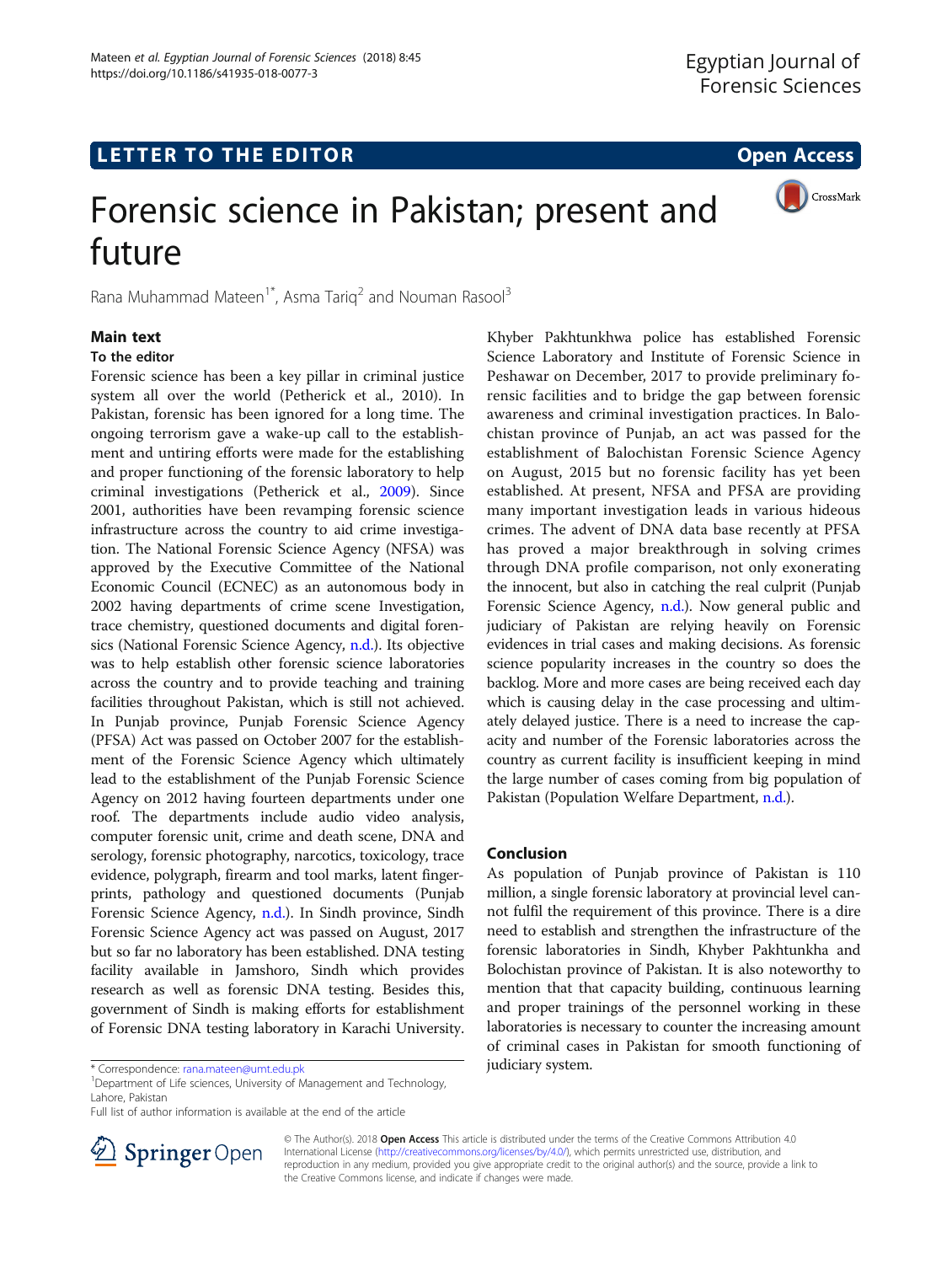LETTER TO THE EDITOR

Open Access

# Forensic science in Pakistan; present and future

Rana Muhammad Mateen[1*], Asma Tariq[2] and Nouman Rasool[3]

## Main text

### To the editor

Forensic science has been a key pillar in criminal justice system all over the world (Petherick et al., 2010). In Pakistan, forensic has been ignored for a long time. The ongoing terrorism gave a wake-up call to the establishment and untiring efforts were made for the establishing and proper functioning of the forensic laboratory to help criminal investigations (Petherick et al., 2009). Since 2001, authorities have been revamping forensic science infrastructure across the country to aid crime investigation. The National Forensic Science Agency (NFSA) was approved by the Executive Committee of the National Economic Council (ECNEC) as an autonomous body in 2002 having departments of crime scene Investigation, trace chemistry, questioned documents and digital forensics (National Forensic Science Agency, n.d.). Its objective was to help establish other forensic science laboratories across the country and to provide teaching and training facilities throughout Pakistan, which is still not achieved. In Punjab province, Punjab Forensic Science Agency (PFSA) Act was passed on October 2007 for the establishment of the Forensic Science Agency which ultimately lead to the establishment of the Punjab Forensic Science Agency on 2012 having fourteen departments under one roof. The departments include audio video analysis, computer forensic unit, crime and death scene, DNA and serology, forensic photography, narcotics, toxicology, trace evidence, polygraph, firearm and tool marks, latent fingerprints, pathology and questioned documents (Punjab Forensic Science Agency, n.d.). In Sindh province, Sindh Forensic Science Agency act was passed on August, 2017 but so far no laboratory has been established. DNA testing facility available in Jamshoro, Sindh which provides research as well as forensic DNA testing. Besides this, government of Sindh is making efforts for establishment of Forensic DNA testing laboratory in Karachi University.

Khyber Pakhtunkhwa police has established Forensic Science Laboratory and Institute of Forensic Science in Peshawar on December, 2017 to provide preliminary forensic facilities and to bridge the gap between forensic awareness and criminal investigation practices. In Balochistan province of Punjab, an act was passed for the establishment of Balochistan Forensic Science Agency on August, 2015 but no forensic facility has yet been established. At present, NFSA and PFSA are providing many important investigation leads in various hideous crimes. The advent of DNA data base recently at PFSA has proved a major breakthrough in solving crimes through DNA profile comparison, not only exonerating the innocent, but also in catching the real culprit (Punjab Forensic Science Agency, n.d.). Now general public and judiciary of Pakistan are relying heavily on Forensic evidences in trial cases and making decisions. As forensic science popularity increases in the country so does the backlog. More and more cases are being received each day which is causing delay in the case processing and ultimately delayed justice. There is a need to increase the capacity and number of the Forensic laboratories across the country as current facility is insufficient keeping in mind the large number of cases coming from big population of Pakistan (Population Welfare Department, n.d.).

## Conclusion

As population of Punjab province of Pakistan is 110 million, a single forensic laboratory at provincial level cannot fulfil the requirement of this province. There is a dire need to establish and strengthen the infrastructure of the forensic laboratories in Sindh, Khyber Pakhtunkha and Bolochistan province of Pakistan. It is also noteworthy to mention that that capacity building, continuous learning and proper trainings of the personnel working in these laboratories is necessary to counter the increasing amount of criminal cases in Pakistan for smooth functioning of judiciary system.

\* Correspondence: rana.mateen@umt.edu.pk
[1]Department of Life sciences, University of Management and Technology, Lahore, Pakistan
Full list of author information is available at the end of the article

© The Author(s). 2018 **Open Access** This article is distributed under the terms of the Creative Commons Attribution 4.0 International License (http://creativecommons.org/licenses/by/4.0/), which permits unrestricted use, distribution, and reproduction in any medium, provided you give appropriate credit to the original author(s) and the source, provide a link to the Creative Commons license, and indicate if changes were made.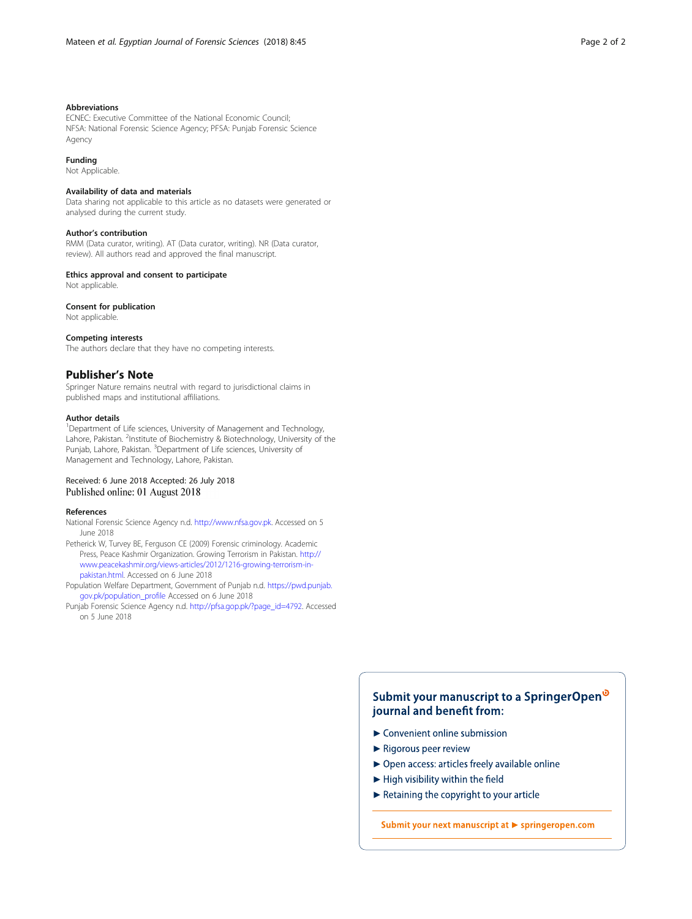### Abbreviations

ECNEC: Executive Committee of the National Economic Council; NFSA: National Forensic Science Agency; PFSA: Punjab Forensic Science Agency

### Funding

Not Applicable.

### Availability of data and materials

Data sharing not applicable to this article as no datasets were generated or analysed during the current study.

### Author's contribution

RMM (Data curator, writing). AT (Data curator, writing). NR (Data curator, review). All authors read and approved the final manuscript.

### Ethics approval and consent to participate

Not applicable.

### Consent for publication

Not applicable.

### Competing interests

The authors declare that they have no competing interests.

## Publisher's Note

Springer Nature remains neutral with regard to jurisdictional claims in published maps and institutional affiliations.

### Author details

[1]Department of Life sciences, University of Management and Technology, Lahore, Pakistan. [2]Institute of Biochemistry & Biotechnology, University of the Punjab, Lahore, Pakistan. [3]Department of Life sciences, University of Management and Technology, Lahore, Pakistan.

Received: 6 June 2018 Accepted: 26 July 2018
Published online: 01 August 2018

### References

National Forensic Science Agency n.d. http://www.nfsa.gov.pk. Accessed on 5 June 2018

Petherick W, Turvey BE, Ferguson CE (2009) Forensic criminology. Academic Press, Peace Kashmir Organization. Growing Terrorism in Pakistan. http://www.peacekashmir.org/views-articles/2012/1216-growing-terrorism-in-pakistan.html. Accessed on 6 June 2018

Population Welfare Department, Government of Punjab n.d. https://pwd.punjab.gov.pk/population_profile Accessed on 6 June 2018

Punjab Forensic Science Agency n.d. http://pfsa.gop.pk/?page_id=4792. Accessed on 5 June 2018

**Submit your manuscript to a SpringerOpen journal and benefit from:**

- ► Convenient online submission
- ► Rigorous peer review
- ► Open access: articles freely available online
- ► High visibility within the field
- ► Retaining the copyright to your article

**Submit your next manuscript at ► springeropen.com**